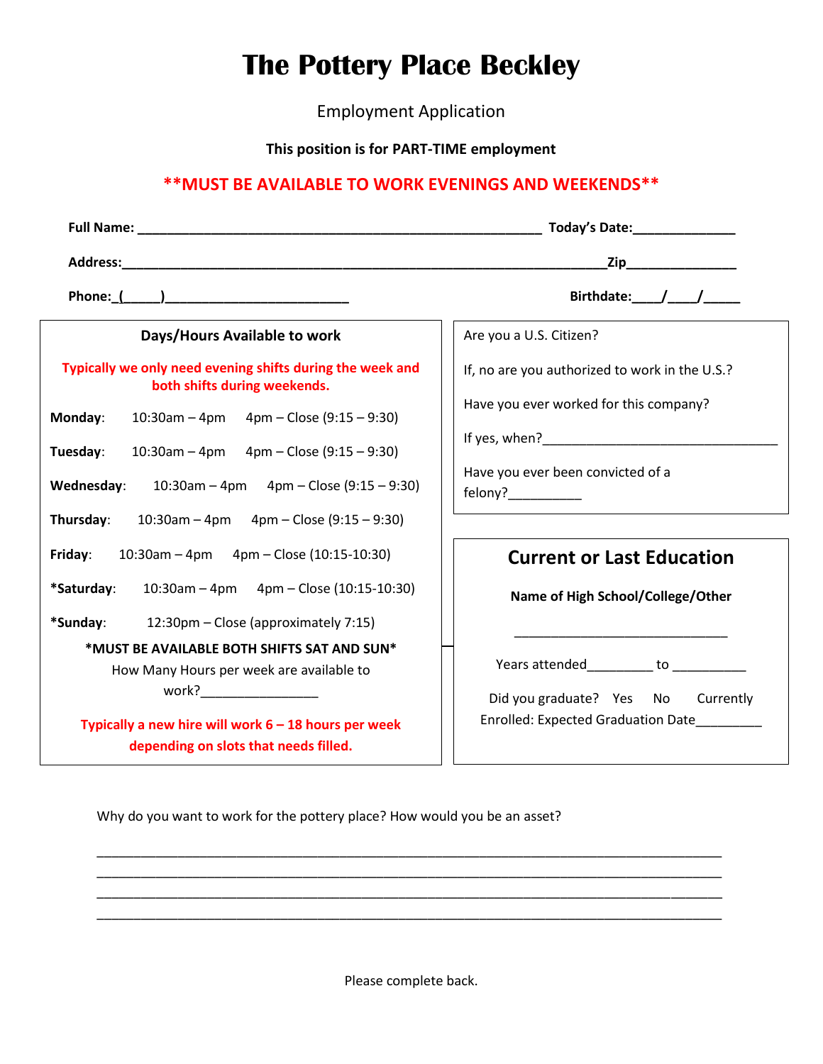# The Pottery Place Beckley

Employment Application

**This position is for PART-TIME employment**

**\*\*MUST BE AVAILABLE TO WORK EVENINGS AND WEEKENDS\*\***

**Full Name:** ____________________________________________________ **Today's Date:**_____________

**Address:**______________________________________________________________**Zip**______________

**Phone:**_(_____)_________________________ **Birthdate:**____/____/_____

## Days/Hours Available to work

**Typically we only need evening shifts during the week and both shifts during weekends.**

**Monday**: 10:30am – 4pm 4pm – Close (9:15 – 9:30)

**Tuesday**: 10:30am – 4pm 4pm – Close (9:15 – 9:30)

**Wednesday**: 10:30am – 4pm 4pm – Close (9:15 – 9:30)

**Thursday**: 10:30am – 4pm 4pm – Close (9:15 – 9:30)

**Friday**: 10:30am – 4pm 4pm – Close (10:15-10:30)

**\*Saturday**: 10:30am – 4pm 4pm – Close (10:15-10:30)

**\*Sunday**: 12:30pm – Close (approximately 7:15)

**\*MUST BE AVAILABLE BOTH SHIFTS SAT AND SUN\***

How Many Hours per week are available to work?________________

**Typically a new hire will work 6 – 18 hours per week depending on slots that needs filled.**

Are you a U.S. Citizen?

If, no are you authorized to work in the U.S.?

Have you ever worked for this company?

If yes, when?________________________________

Have you ever been convicted of a felony?__________

## Current or Last Education

**Name of High School/College/Other**

______________________________

Years attended_________ to __________

Did you graduate? Yes No Currently Enrolled: Expected Graduation Date_________

Why do you want to work for the pottery place? How would you be an asset?

________________________________________________________________________________
________________________________________________________________________________
________________________________________________________________________________
________________________________________________________________________________

Please complete back.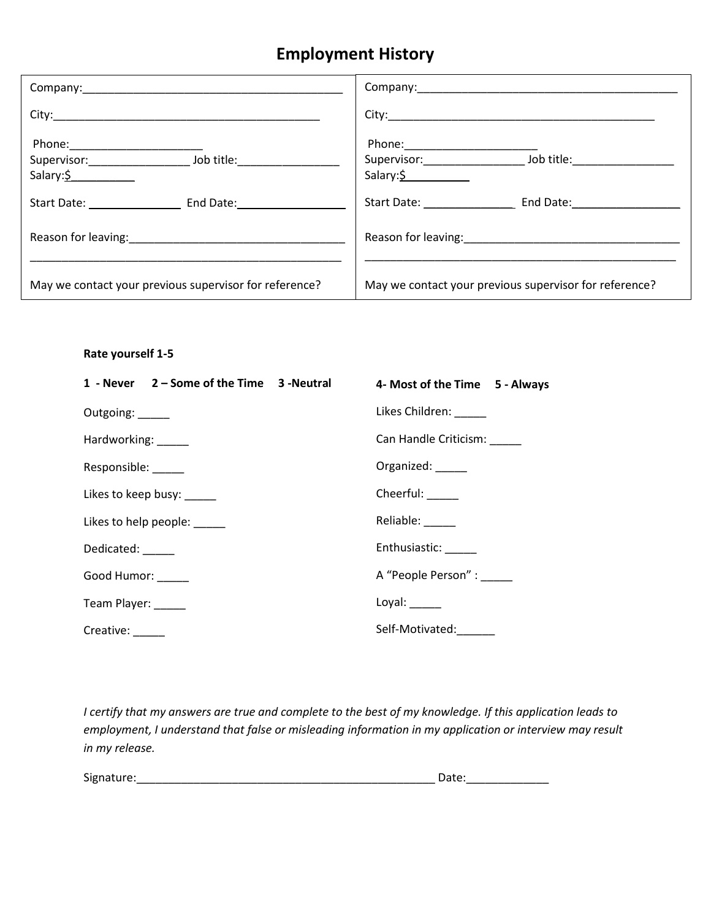# Employment History

| | |
|---|---|
| Company:__________________________________________ | Company:__________________________________________ |
| City:____________________________________________ | City:____________________________________________ |
| Phone:_____________________ | Phone:_____________________ |
| Supervisor:________________ Job title:________________ | Supervisor:________________ Job title:________________ |
| Salary:$__________ | Salary:$__________ |
| Start Date: _______________ End Date:_________________ | Start Date: _______________ End Date:_________________ |
| Reason for leaving:___________________________________ | Reason for leaving:___________________________________ |
| ___________________________________________________ | ___________________________________________________ |
| May we contact your previous supervisor for reference? | May we contact your previous supervisor for reference? |

**Rate yourself 1-5**

**1 - Never 2 – Some of the Time 3 -Neutral 4- Most of the Time 5 - Always**

Outgoing: _____

Hardworking: _____

Responsible: _____

Likes to keep busy: _____

Likes to help people: _____

Dedicated: _____

Good Humor: _____

Team Player: _____

Creative: _____

Likes Children: _____

Can Handle Criticism: _____

Organized: _____

Cheerful: _____

Reliable: _____

Enthusiastic: _____

A "People Person" : _____

Loyal: _____

Self-Motivated:______

*I certify that my answers are true and complete to the best of my knowledge. If this application leads to employment, I understand that false or misleading information in my application or interview may result in my release.*

Signature:__________________________________________________ Date:_____________